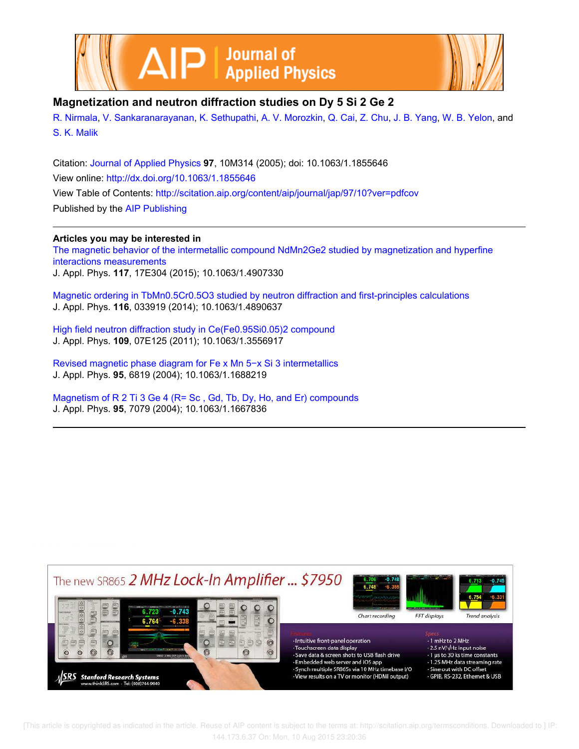# Magnetization and neutron diffraction studies on $Dy_5Si_2Ge_2$

R. Nirmala, V. Sankaranarayanan, K. Sethupathi, A. V. Morozkin, Q. Cai, Z. Chu, J. B. Yang, W. B. Yelon, and S. K. Malik

Citation: Journal of Applied Physics **97**, 10M314 (2005); doi: 10.1063/1.1855646

View online: http://dx.doi.org/10.1063/1.1855646

View Table of Contents: http://scitation.aip.org/content/aip/journal/jap/97/10?ver=pdfcov

Published by the AIP Publishing

## Articles you may be interested in

The magnetic behavior of the intermetallic compound $NdMn_2Ge_2$ studied by magnetization and hyperfine interactions measurements
J. Appl. Phys. **117**, 17E304 (2015); 10.1063/1.4907330

Magnetic ordering in $TbMn_{0.5}Cr_{0.5}O_3$ studied by neutron diffraction and first-principles calculations
J. Appl. Phys. **116**, 033919 (2014); 10.1063/1.4890637

High field neutron diffraction study in $Ce(Fe_{0.95}Si_{0.05})_2$ compound
J. Appl. Phys. **109**, 07E125 (2011); 10.1063/1.3556917

Revised magnetic phase diagram for $Fe_xMn_{5-x}Si_3$ intermetallics
J. Appl. Phys. **95**, 6819 (2004); 10.1063/1.1688219

Magnetism of $R_2Ti_3Ge_4$ (R= Sc , Gd, Tb, Dy, Ho, and Er) compounds
J. Appl. Phys. **95**, 7079 (2004); 10.1063/1.1667836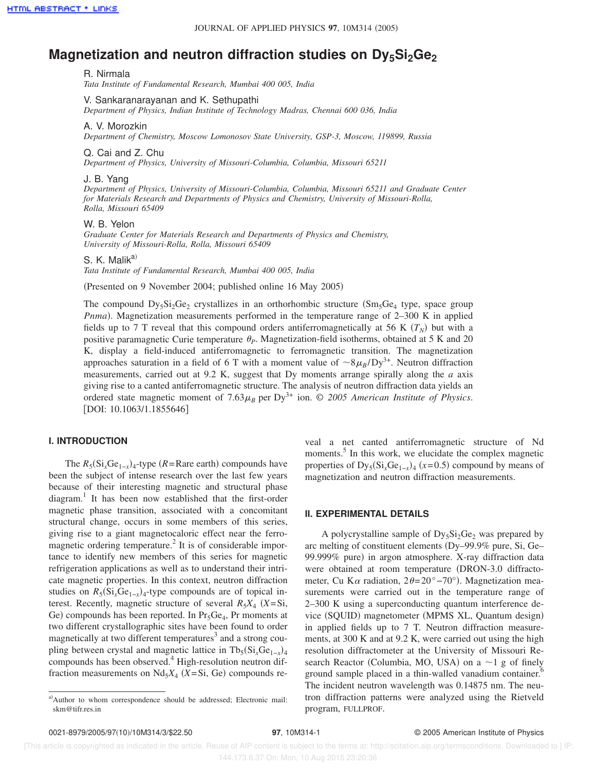# Magnetization and neutron diffraction studies on $Dy_5Si_2Ge_2$

R. Nirmala
*Tata Institute of Fundamental Research, Mumbai 400 005, India*

V. Sankaranarayanan and K. Sethupathi
*Department of Physics, Indian Institute of Technology Madras, Chennai 600 036, India*

A. V. Morozkin
*Department of Chemistry, Moscow Lomonosov State University, GSP-3, Moscow, 119899, Russia*

Q. Cai and Z. Chu
*Department of Physics, University of Missouri-Columbia, Columbia, Missouri 65211*

J. B. Yang
*Department of Physics, University of Missouri-Columbia, Columbia, Missouri 65211 and Graduate Center for Materials Research and Departments of Physics and Chemistry, University of Missouri-Rolla, Rolla, Missouri 65409*

W. B. Yelon
*Graduate Center for Materials Research and Departments of Physics and Chemistry, University of Missouri-Rolla, Rolla, Missouri 65409*

S. K. Malik[a]
*Tata Institute of Fundamental Research, Mumbai 400 005, India*

(Presented on 9 November 2004; published online 16 May 2005)

The compound $Dy_5Si_2Ge_2$ crystallizes in an orthorhombic structure ($Sm_5Ge_4$ type, space group *Pnma*). Magnetization measurements performed in the temperature range of 2–300 K in applied fields up to 7 T reveal that this compound orders antiferromagnetically at 56 K ($T_N$) but with a positive paramagnetic Curie temperature $\theta_P$. Magnetization-field isotherms, obtained at 5 K and 20 K, display a field-induced antiferromagnetic to ferromagnetic transition. The magnetization approaches saturation in a field of 6 T with a moment value of $\sim 8\mu_B/Dy^{3+}$. Neutron diffraction measurements, carried out at 9.2 K, suggest that Dy moments arrange spirally along the *a* axis giving rise to a canted antiferromagnetic structure. The analysis of neutron diffraction data yields an ordered state magnetic moment of $7.63\mu_B$ per $Dy^{3+}$ ion. © *2005 American Institute of Physics*. [DOI: 10.1063/1.1855646]

## I. INTRODUCTION

The $R_5(Si_xGe_{1-x})_4$-type ($R$=Rare earth) compounds have been the subject of intense research over the last few years because of their interesting magnetic and structural phase diagram.[1] It has been now established that the first-order magnetic phase transition, associated with a concomitant structural change, occurs in some members of this series, giving rise to a giant magnetocaloric effect near the ferromagnetic ordering temperature.[2] It is of considerable importance to identify new members of this series for magnetic refrigeration applications as well as to understand their intricate magnetic properties. In this context, neutron diffraction studies on $R_5(Si_xGe_{1-x})_4$-type compounds are of topical interest. Recently, magnetic structure of several $R_5X_4$ ($X$=Si, Ge) compounds has been reported. In $Pr_5Ge_4$, Pr moments at two different crystallographic sites have been found to order magnetically at two different temperatures[3] and a strong coupling between crystal and magnetic lattice in $Tb_5(Si_xGe_{1-x})_4$ compounds has been observed.[4] High-resolution neutron diffraction measurements on $Nd_5X_4$ ($X$=Si, Ge) compounds reveal a net canted antiferromagnetic structure of Nd moments.[5] In this work, we elucidate the complex magnetic properties of $Dy_5(Si_xGe_{1-x})_4$ ($x$=0.5) compound by means of magnetization and neutron diffraction measurements.

## II. EXPERIMENTAL DETAILS

A polycrystalline sample of $Dy_5Si_2Ge_2$ was prepared by arc melting of constituent elements (Dy–99.9% pure, Si, Ge–99.999% pure) in argon atmosphere. X-ray diffraction data were obtained at room temperature (DRON-3.0 diffractometer, Cu K$\alpha$ radiation, $2\theta$=20°–70°). Magnetization measurements were carried out in the temperature range of 2–300 K using a superconducting quantum interference device (SQUID) magnetometer (MPMS XL, Quantum design) in applied fields up to 7 T. Neutron diffraction measurements, at 300 K and at 9.2 K, were carried out using the high resolution diffractometer at the University of Missouri Research Reactor (Columbia, MO, USA) on a ~1 g of finely ground sample placed in a thin-walled vanadium container.[6] The incident neutron wavelength was 0.14875 nm. The neutron diffraction patterns were analyzed using the Rietveld program, FULLPROF.

[a]Author to whom correspondence should be addressed; Electronic mail: skm@tifr.res.in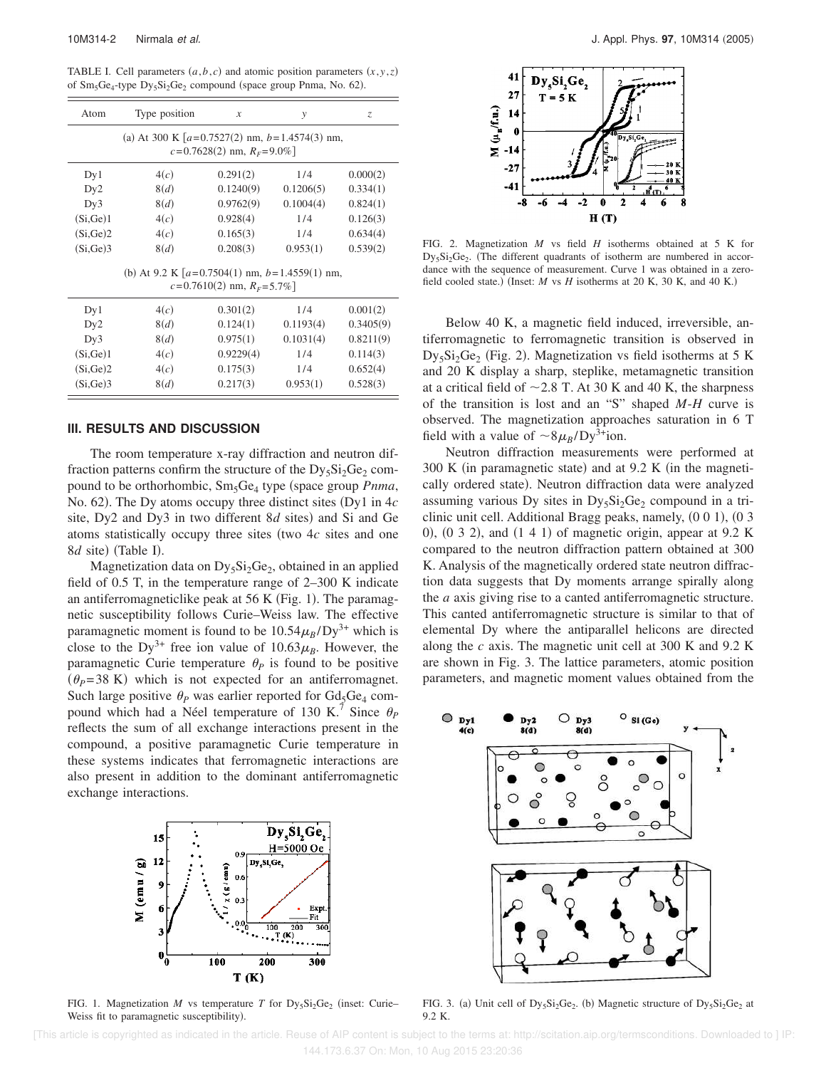TABLE I. Cell parameters $(a,b,c)$ and atomic position parameters $(x,y,z)$ of $Sm_5Ge_4$-type $Dy_5Si_2Ge_2$ compound (space group Pnma, No. 62).

| Atom | Type position | $x$ | $y$ | $z$ |
|---|---|---|---|---|
| (a) At 300 K [$a$=0.7527(2) nm, $b$=1.4574(3) nm, $c$=0.7628(2) nm, $R_F$=9.0%] | | | | |
| Dy1 | 4($c$) | 0.291(2) | 1/4 | 0.000(2) |
| Dy2 | 8($d$) | 0.1240(9) | 0.1206(5) | 0.334(1) |
| Dy3 | 8($d$) | 0.9762(9) | 0.1004(4) | 0.824(1) |
| (Si,Ge)1 | 4($c$) | 0.928(4) | 1/4 | 0.126(3) |
| (Si,Ge)2 | 4($c$) | 0.165(3) | 1/4 | 0.634(4) |
| (Si,Ge)3 | 8($d$) | 0.208(3) | 0.953(1) | 0.539(2) |
| (b) At 9.2 K [$a$=0.7504(1) nm, $b$=1.4559(1) nm, $c$=0.7610(2) nm, $R_F$=5.7%] | | | | |
| Dy1 | 4($c$) | 0.301(2) | 1/4 | 0.001(2) |
| Dy2 | 8($d$) | 0.124(1) | 0.1193(4) | 0.3405(9) |
| Dy3 | 8($d$) | 0.975(1) | 0.1031(4) | 0.8211(9) |
| (Si,Ge)1 | 4($c$) | 0.9229(4) | 1/4 | 0.114(3) |
| (Si,Ge)2 | 4($c$) | 0.175(3) | 1/4 | 0.652(4) |
| (Si,Ge)3 | 8($d$) | 0.217(3) | 0.953(1) | 0.528(3) |

## III. RESULTS AND DISCUSSION

The room temperature x-ray diffraction and neutron diffraction patterns confirm the structure of the $Dy_5Si_2Ge_2$ compound to be orthorhombic, $Sm_5Ge_4$ type (space group *Pnma*, No. 62). The Dy atoms occupy three distinct sites (Dy1 in 4*c* site, Dy2 and Dy3 in two different 8*d* sites) and Si and Ge atoms statistically occupy three sites (two 4*c* sites and one 8*d* site) (Table I).

Magnetization data on $Dy_5Si_2Ge_2$, obtained in an applied field of 0.5 T, in the temperature range of 2–300 K indicate an antiferromagneticlike peak at 56 K (Fig. 1). The paramagnetic susceptibility follows Curie–Weiss law. The effective paramagnetic moment is found to be $10.54\mu_B/Dy^{3+}$ which is close to the $Dy^{3+}$ free ion value of $10.63\mu_B$. However, the paramagnetic Curie temperature $\theta_P$ is found to be positive ($\theta_P$=38 K) which is not expected for an antiferromagnet. Such large positive $\theta_P$ was earlier reported for $Gd_5Ge_4$ compound which had a Néel temperature of 130 K.[7] Since $\theta_P$ reflects the sum of all exchange interactions present in the compound, a positive paramagnetic Curie temperature in these systems indicates that ferromagnetic interactions are also present in addition to the dominant antiferromagnetic exchange interactions.

FIG. 1. Magnetization $M$ vs temperature $T$ for $Dy_5Si_2Ge_2$ (inset: Curie–Weiss fit to paramagnetic susceptibility).

FIG. 2. Magnetization $M$ vs field $H$ isotherms obtained at 5 K for $Dy_5Si_2Ge_2$. (The different quadrants of isotherm are numbered in accordance with the sequence of measurement. Curve 1 was obtained in a zero-field cooled state.) (Inset: $M$ vs $H$ isotherms at 20 K, 30 K, and 40 K.)

Below 40 K, a magnetic field induced, irreversible, antiferromagnetic to ferromagnetic transition is observed in $Dy_5Si_2Ge_2$ (Fig. 2). Magnetization vs field isotherms at 5 K and 20 K display a sharp, steplike, metamagnetic transition at a critical field of ~2.8 T. At 30 K and 40 K, the sharpness of the transition is lost and an "S" shaped *M-H* curve is observed. The magnetization approaches saturation in 6 T field with a value of $\sim 8\mu_B/Dy^{3+}$ion.

Neutron diffraction measurements were performed at 300 K (in paramagnetic state) and at 9.2 K (in the magnetically ordered state). Neutron diffraction data were analyzed assuming various Dy sites in $Dy_5Si_2Ge_2$ compound in a triclinic unit cell. Additional Bragg peaks, namely, (0 0 1), (0 3 0), (0 3 2), and (1 4 1) of magnetic origin, appear at 9.2 K compared to the neutron diffraction pattern obtained at 300 K. Analysis of the magnetically ordered state neutron diffraction data suggests that Dy moments arrange spirally along the *a* axis giving rise to a canted antiferromagnetic structure. This canted antiferromagnetic structure is similar to that of elemental Dy where the antiparallel helicons are directed along the *c* axis. The magnetic unit cell at 300 K and 9.2 K are shown in Fig. 3. The lattice parameters, atomic position parameters, and magnetic moment values obtained from the

FIG. 3. (a) Unit cell of $Dy_5Si_2Ge_2$. (b) Magnetic structure of $Dy_5Si_2Ge_2$ at 9.2 K.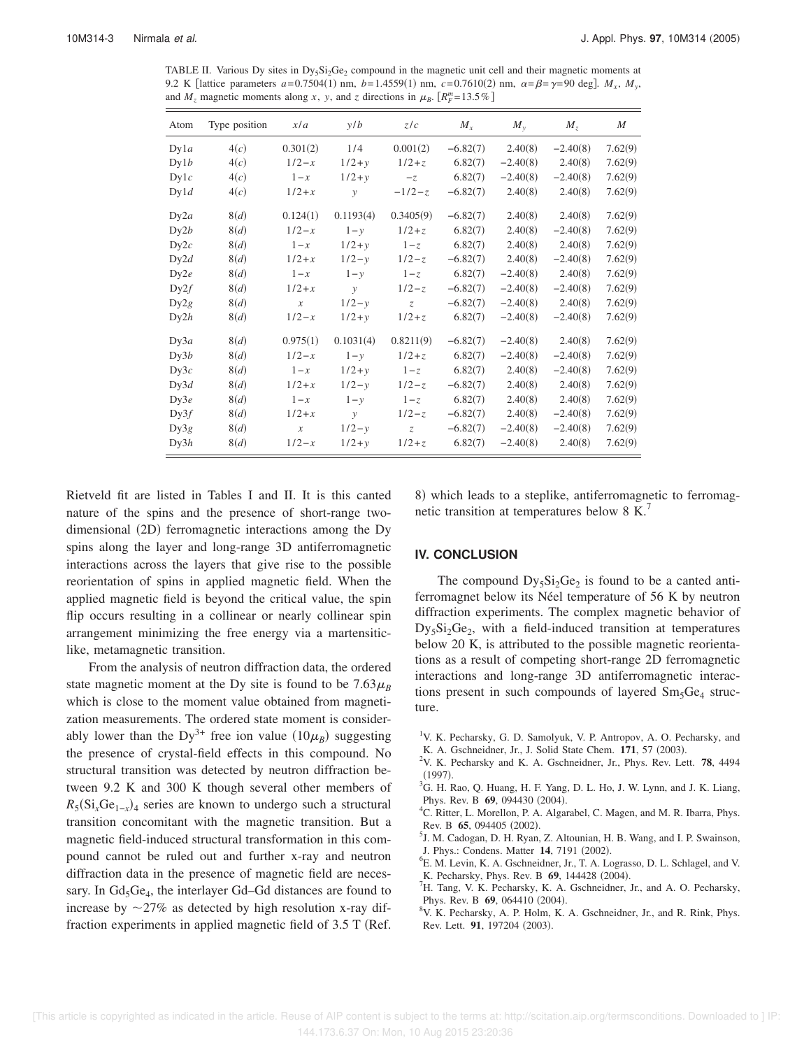TABLE II. Various Dy sites in $Dy_5Si_2Ge_2$ compound in the magnetic unit cell and their magnetic moments at 9.2 K [lattice parameters $a$=0.7504(1) nm, $b$=1.4559(1) nm, $c$=0.7610(2) nm, $\alpha=\beta=\gamma$=90 deg]. $M_x$, $M_y$, and $M_z$ magnetic moments along $x$, $y$, and $z$ directions in $\mu_B$. [$R_F^m$=13.5%]

| Atom | Type position | $x/a$ | $y/b$ | $z/c$ | $M_x$ | $M_y$ | $M_z$ | $M$ |
|---|---|---|---|---|---|---|---|---|
| Dy1$a$ | 4($c$) | 0.301(2) | 1/4 | 0.001(2) | −6.82(7) | 2.40(8) | −2.40(8) | 7.62(9) |
| Dy1$b$ | 4($c$) | $1/2-x$ | $1/2+y$ | $1/2+z$ | 6.82(7) | −2.40(8) | 2.40(8) | 7.62(9) |
| Dy1$c$ | 4($c$) | $1-x$ | $1/2+y$ | $-z$ | 6.82(7) | −2.40(8) | −2.40(8) | 7.62(9) |
| Dy1$d$ | 4($c$) | $1/2+x$ | $y$ | $-1/2-z$ | −6.82(7) | 2.40(8) | 2.40(8) | 7.62(9) |
| Dy2$a$ | 8($d$) | 0.124(1) | 0.1193(4) | 0.3405(9) | −6.82(7) | 2.40(8) | 2.40(8) | 7.62(9) |
| Dy2$b$ | 8($d$) | $1/2-x$ | $1-y$ | $1/2+z$ | 6.82(7) | 2.40(8) | −2.40(8) | 7.62(9) |
| Dy2$c$ | 8($d$) | $1-x$ | $1/2+y$ | $1-z$ | 6.82(7) | 2.40(8) | 2.40(8) | 7.62(9) |
| Dy2$d$ | 8($d$) | $1/2+x$ | $1/2-y$ | $1/2-z$ | −6.82(7) | 2.40(8) | −2.40(8) | 7.62(9) |
| Dy2$e$ | 8($d$) | $1-x$ | $1-y$ | $1-z$ | 6.82(7) | −2.40(8) | 2.40(8) | 7.62(9) |
| Dy2$f$ | 8($d$) | $1/2+x$ | $y$ | $1/2-z$ | −6.82(7) | −2.40(8) | −2.40(8) | 7.62(9) |
| Dy2$g$ | 8($d$) | $x$ | $1/2-y$ | $z$ | −6.82(7) | −2.40(8) | 2.40(8) | 7.62(9) |
| Dy2$h$ | 8($d$) | $1/2-x$ | $1/2+y$ | $1/2+z$ | 6.82(7) | −2.40(8) | −2.40(8) | 7.62(9) |
| Dy3$a$ | 8($d$) | 0.975(1) | 0.1031(4) | 0.8211(9) | −6.82(7) | −2.40(8) | 2.40(8) | 7.62(9) |
| Dy3$b$ | 8($d$) | $1/2-x$ | $1-y$ | $1/2+z$ | 6.82(7) | −2.40(8) | −2.40(8) | 7.62(9) |
| Dy3$c$ | 8($d$) | $1-x$ | $1/2+y$ | $1-z$ | 6.82(7) | 2.40(8) | −2.40(8) | 7.62(9) |
| Dy3$d$ | 8($d$) | $1/2+x$ | $1/2-y$ | $1/2-z$ | −6.82(7) | 2.40(8) | 2.40(8) | 7.62(9) |
| Dy3$e$ | 8($d$) | $1-x$ | $1-y$ | $1-z$ | 6.82(7) | 2.40(8) | 2.40(8) | 7.62(9) |
| Dy3$f$ | 8($d$) | $1/2+x$ | $y$ | $1/2-z$ | −6.82(7) | 2.40(8) | −2.40(8) | 7.62(9) |
| Dy3$g$ | 8($d$) | $x$ | $1/2-y$ | $z$ | −6.82(7) | −2.40(8) | −2.40(8) | 7.62(9) |
| Dy3$h$ | 8($d$) | $1/2-x$ | $1/2+y$ | $1/2+z$ | 6.82(7) | −2.40(8) | 2.40(8) | 7.62(9) |

Rietveld fit are listed in Tables I and II. It is this canted nature of the spins and the presence of short-range two-dimensional (2D) ferromagnetic interactions among the Dy spins along the layer and long-range 3D antiferromagnetic interactions across the layers that give rise to the possible reorientation of spins in applied magnetic field. When the applied magnetic field is beyond the critical value, the spin flip occurs resulting in a collinear or nearly collinear spin arrangement minimizing the free energy via a martensiticlike, metamagnetic transition.

From the analysis of neutron diffraction data, the ordered state magnetic moment at the Dy site is found to be $7.63\mu_B$ which is close to the moment value obtained from magnetization measurements. The ordered state moment is considerably lower than the $Dy^{3+}$ free ion value ($10\mu_B$) suggesting the presence of crystal-field effects in this compound. No structural transition was detected by neutron diffraction between 9.2 K and 300 K though several other members of $R_5(Si_xGe_{1-x})_4$ series are known to undergo such a structural transition concomitant with the magnetic transition. But a magnetic field-induced structural transformation in this compound cannot be ruled out and further x-ray and neutron diffraction data in the presence of magnetic field are necessary. In $Gd_5Ge_4$, the interlayer Gd–Gd distances are found to increase by ~27% as detected by high resolution x-ray diffraction experiments in applied magnetic field of 3.5 T (Ref. 8) which leads to a steplike, antiferromagnetic to ferromagnetic transition at temperatures below 8 K.[7]

## IV. CONCLUSION

The compound $Dy_5Si_2Ge_2$ is found to be a canted antiferromagnet below its Néel temperature of 56 K by neutron diffraction experiments. The complex magnetic behavior of $Dy_5Si_2Ge_2$, with a field-induced transition at temperatures below 20 K, is attributed to the possible magnetic reorientations as a result of competing short-range 2D ferromagnetic interactions and long-range 3D antiferromagnetic interactions present in such compounds of layered $Sm_5Ge_4$ structure.

[1] V. K. Pecharsky, G. D. Samolyuk, V. P. Antropov, A. O. Pecharsky, and K. A. Gschneidner, Jr., J. Solid State Chem. **171**, 57 (2003).
[2] V. K. Pecharsky and K. A. Gschneidner, Jr., Phys. Rev. Lett. **78**, 4494 (1997).
[3] G. H. Rao, Q. Huang, H. F. Yang, D. L. Ho, J. W. Lynn, and J. K. Liang, Phys. Rev. B **69**, 094430 (2004).
[4] C. Ritter, L. Morellon, P. A. Algarabel, C. Magen, and M. R. Ibarra, Phys. Rev. B **65**, 094405 (2002).
[5] J. M. Cadogan, D. H. Ryan, Z. Altounian, H. B. Wang, and I. P. Swainson, J. Phys.: Condens. Matter **14**, 7191 (2002).
[6] E. M. Levin, K. A. Gschneidner, Jr., T. A. Lograsso, D. L. Schlagel, and V. K. Pecharsky, Phys. Rev. B **69**, 144428 (2004).
[7] H. Tang, V. K. Pecharsky, K. A. Gschneidner, Jr., and A. O. Pecharsky, Phys. Rev. B **69**, 064410 (2004).
[8] V. K. Pecharsky, A. P. Holm, K. A. Gschneidner, Jr., and R. Rink, Phys. Rev. Lett. **91**, 197204 (2003).